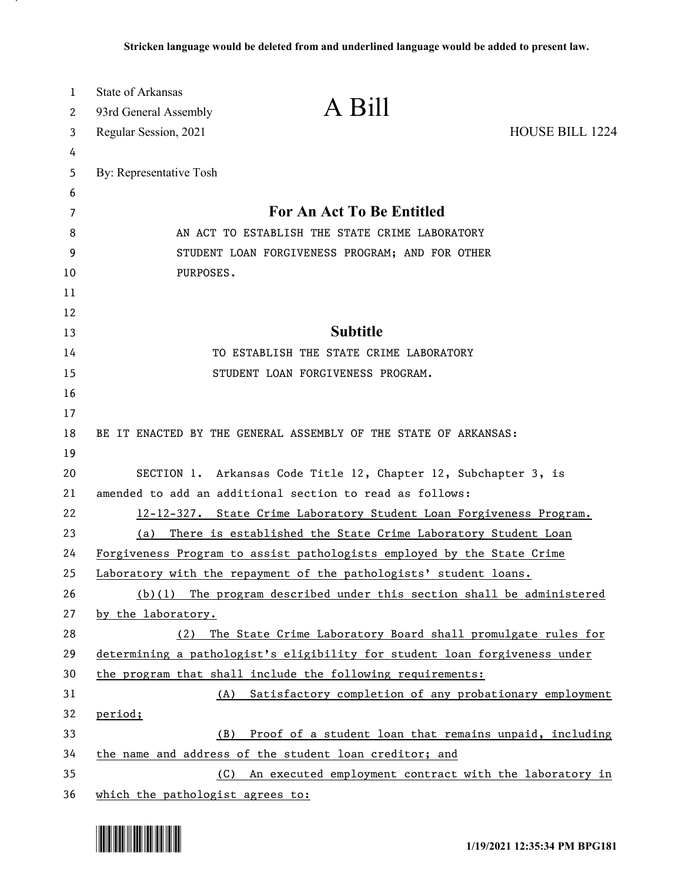**Stricken language would be deleted from and underlined language would be added to present law.**

State of Arkansas
93rd General Assembly
Regular Session, 2021

# A Bill

HOUSE BILL 1224

By: Representative Tosh

## For An Act To Be Entitled

AN ACT TO ESTABLISH THE STATE CRIME LABORATORY STUDENT LOAN FORGIVENESS PROGRAM; AND FOR OTHER PURPOSES.

## Subtitle

TO ESTABLISH THE STATE CRIME LABORATORY STUDENT LOAN FORGIVENESS PROGRAM.

BE IT ENACTED BY THE GENERAL ASSEMBLY OF THE STATE OF ARKANSAS:

SECTION 1. Arkansas Code Title 12, Chapter 12, Subchapter 3, is amended to add an additional section to read as follows:

<u>12-12-327. State Crime Laboratory Student Loan Forgiveness Program.</u>

<u>(a) There is established the State Crime Laboratory Student Loan Forgiveness Program to assist pathologists employed by the State Crime Laboratory with the repayment of the pathologists' student loans.</u>

<u>(b)(1) The program described under this section shall be administered by the laboratory.</u>

<u>(2) The State Crime Laboratory Board shall promulgate rules for determining a pathologist's eligibility for student loan forgiveness under the program that shall include the following requirements:</u>

<u>(A) Satisfactory completion of any probationary employment period;</u>

<u>(B) Proof of a student loan that remains unpaid, including the name and address of the student loan creditor; and</u>

<u>(C) An executed employment contract with the laboratory in which the pathologist agrees to:</u>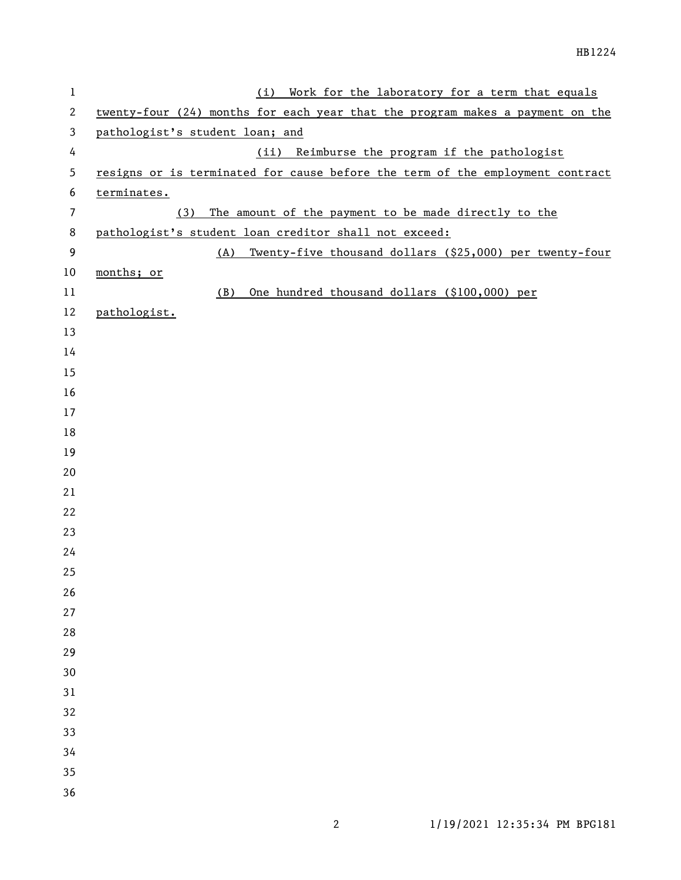(i) Work for the laboratory for a term that equals twenty-four (24) months for each year that the program makes a payment on the pathologist's student loan; and

(ii) Reimburse the program if the pathologist resigns or is terminated for cause before the term of the employment contract terminates.

(3) The amount of the payment to be made directly to the pathologist's student loan creditor shall not exceed:

(A) Twenty-five thousand dollars ($25,000) per twenty-four months; or

(B) One hundred thousand dollars ($100,000) per pathologist.